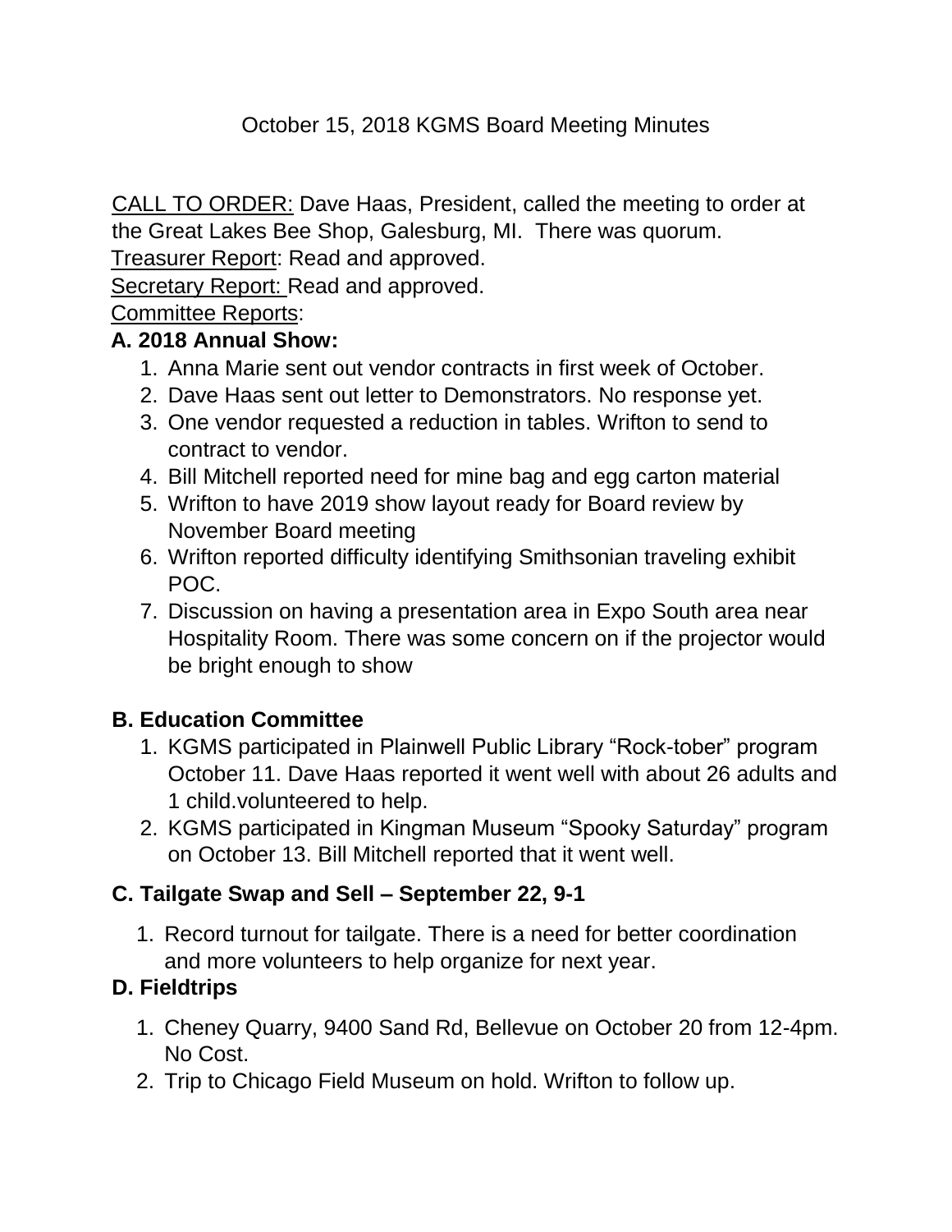# October 15, 2018 KGMS Board Meeting Minutes

CALL TO ORDER: Dave Haas, President, called the meeting to order at the Great Lakes Bee Shop, Galesburg, MI. There was quorum.

Treasurer Report: Read and approved.

Secretary Report: Read and approved.

Committee Reports:

**A. 2018 Annual Show:**

1. Anna Marie sent out vendor contracts in first week of October.
2. Dave Haas sent out letter to Demonstrators. No response yet.
3. One vendor requested a reduction in tables. Wrifton to send to contract to vendor.
4. Bill Mitchell reported need for mine bag and egg carton material
5. Wrifton to have 2019 show layout ready for Board review by November Board meeting
6. Wrifton reported difficulty identifying Smithsonian traveling exhibit POC.
7. Discussion on having a presentation area in Expo South area near Hospitality Room. There was some concern on if the projector would be bright enough to show

**B. Education Committee**

1. KGMS participated in Plainwell Public Library "Rock-tober" program October 11. Dave Haas reported it went well with about 26 adults and 1 child.volunteered to help.
2. KGMS participated in Kingman Museum "Spooky Saturday" program on October 13. Bill Mitchell reported that it went well.

**C. Tailgate Swap and Sell – September 22, 9-1**

1. Record turnout for tailgate. There is a need for better coordination and more volunteers to help organize for next year.

**D. Fieldtrips**

1. Cheney Quarry, 9400 Sand Rd, Bellevue on October 20 from 12-4pm. No Cost.
2. Trip to Chicago Field Museum on hold. Wrifton to follow up.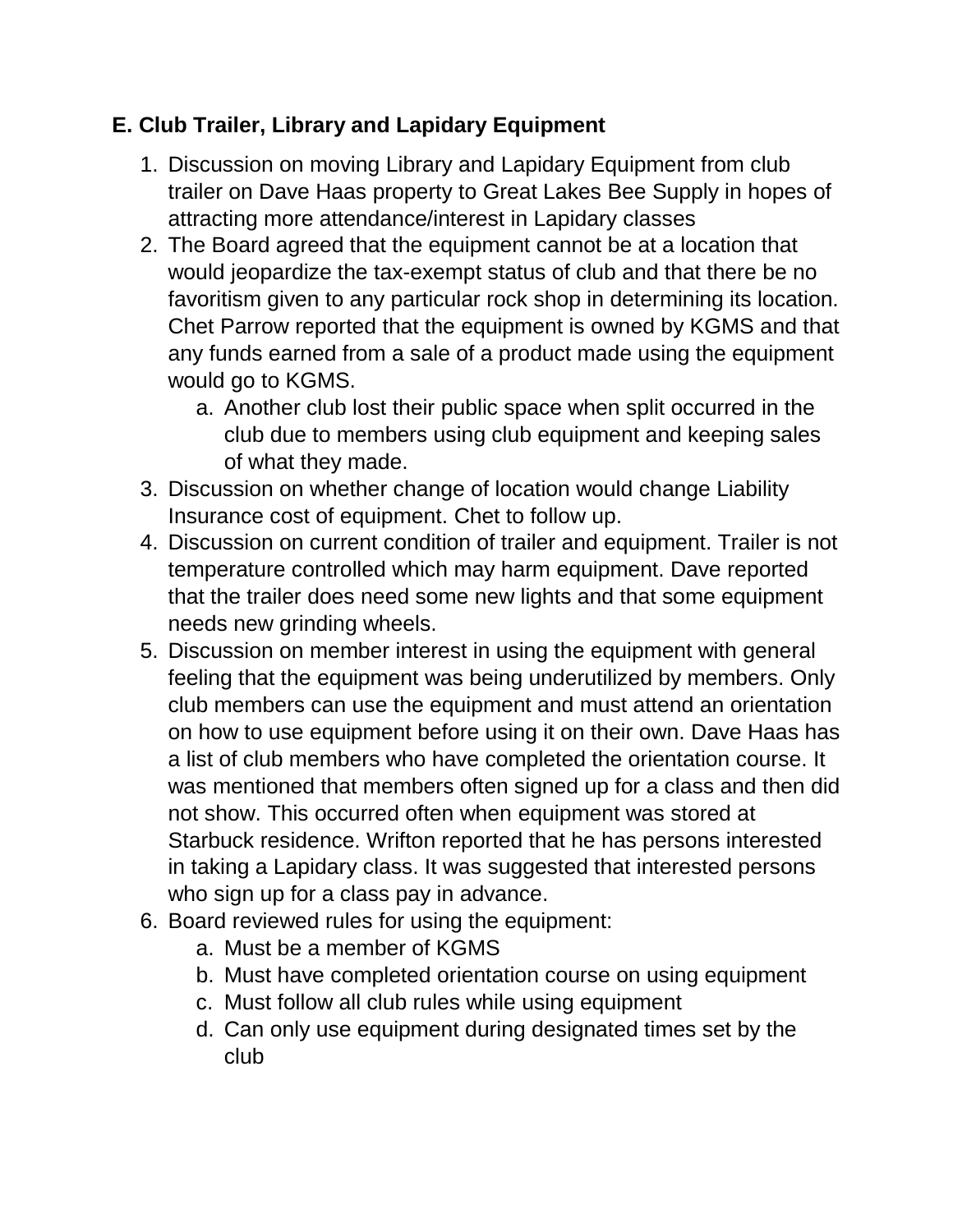### E. Club Trailer, Library and Lapidary Equipment

1. Discussion on moving Library and Lapidary Equipment from club trailer on Dave Haas property to Great Lakes Bee Supply in hopes of attracting more attendance/interest in Lapidary classes
2. The Board agreed that the equipment cannot be at a location that would jeopardize the tax-exempt status of club and that there be no favoritism given to any particular rock shop in determining its location. Chet Parrow reported that the equipment is owned by KGMS and that any funds earned from a sale of a product made using the equipment would go to KGMS.
    a. Another club lost their public space when split occurred in the club due to members using club equipment and keeping sales of what they made.
3. Discussion on whether change of location would change Liability Insurance cost of equipment. Chet to follow up.
4. Discussion on current condition of trailer and equipment. Trailer is not temperature controlled which may harm equipment. Dave reported that the trailer does need some new lights and that some equipment needs new grinding wheels.
5. Discussion on member interest in using the equipment with general feeling that the equipment was being underutilized by members. Only club members can use the equipment and must attend an orientation on how to use equipment before using it on their own. Dave Haas has a list of club members who have completed the orientation course. It was mentioned that members often signed up for a class and then did not show. This occurred often when equipment was stored at Starbuck residence. Wrifton reported that he has persons interested in taking a Lapidary class. It was suggested that interested persons who sign up for a class pay in advance.
6. Board reviewed rules for using the equipment:
    a. Must be a member of KGMS
    b. Must have completed orientation course on using equipment
    c. Must follow all club rules while using equipment
    d. Can only use equipment during designated times set by the club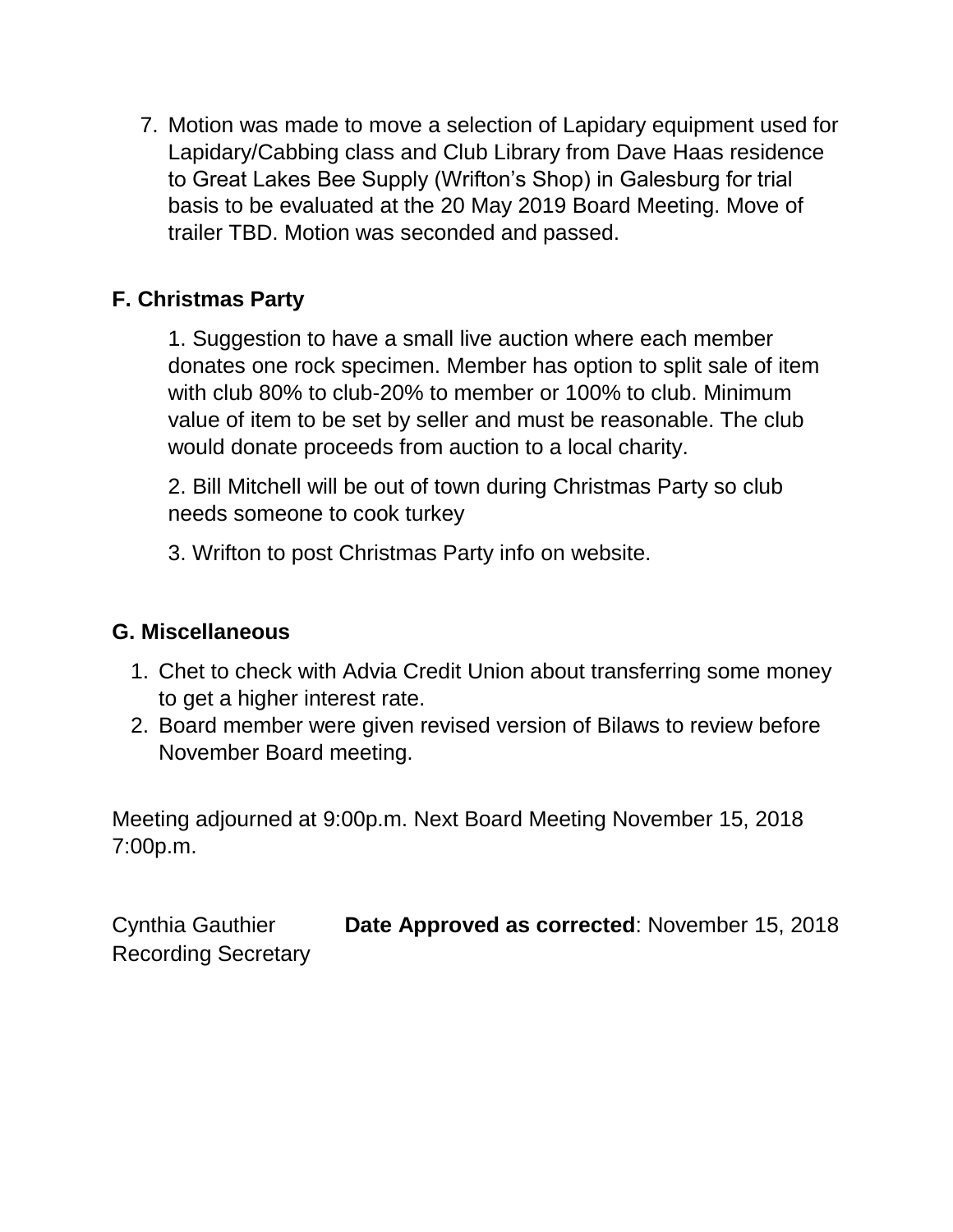7. Motion was made to move a selection of Lapidary equipment used for Lapidary/Cabbing class and Club Library from Dave Haas residence to Great Lakes Bee Supply (Wrifton's Shop) in Galesburg for trial basis to be evaluated at the 20 May 2019 Board Meeting. Move of trailer TBD. Motion was seconded and passed.

**F. Christmas Party**

1. Suggestion to have a small live auction where each member donates one rock specimen. Member has option to split sale of item with club 80% to club-20% to member or 100% to club. Minimum value of item to be set by seller and must be reasonable. The club would donate proceeds from auction to a local charity.

2. Bill Mitchell will be out of town during Christmas Party so club needs someone to cook turkey

3. Wrifton to post Christmas Party info on website.

**G. Miscellaneous**

1. Chet to check with Advia Credit Union about transferring some money to get a higher interest rate.
2. Board member were given revised version of Bilaws to review before November Board meeting.

Meeting adjourned at 9:00p.m. Next Board Meeting November 15, 2018 7:00p.m.

Cynthia Gauthier
Recording Secretary

**Date Approved as corrected**: November 15, 2018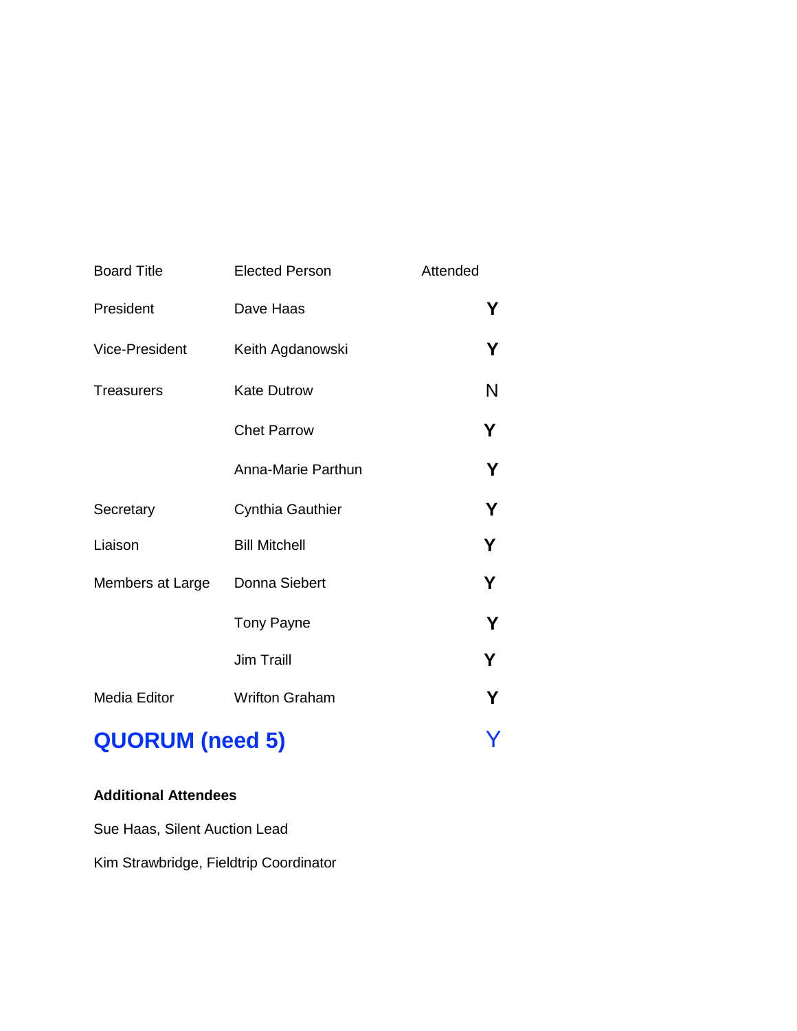| Board Title | Elected Person | Attended |
| --- | --- | --- |
| President | Dave Haas | **Y** |
| Vice-President | Keith Agdanowski | **Y** |
| Treasurers | Kate Dutrow | N |
| | Chet Parrow | **Y** |
| | Anna-Marie Parthun | **Y** |
| Secretary | Cynthia Gauthier | **Y** |
| Liaison | Bill Mitchell | **Y** |
| Members at Large | Donna Siebert | **Y** |
| | Tony Payne | **Y** |
| | Jim Traill | **Y** |
| Media Editor | Wrifton Graham | **Y** |
| **QUORUM (need 5)** | | Y |

**Additional Attendees**

Sue Haas, Silent Auction Lead

Kim Strawbridge, Fieldtrip Coordinator